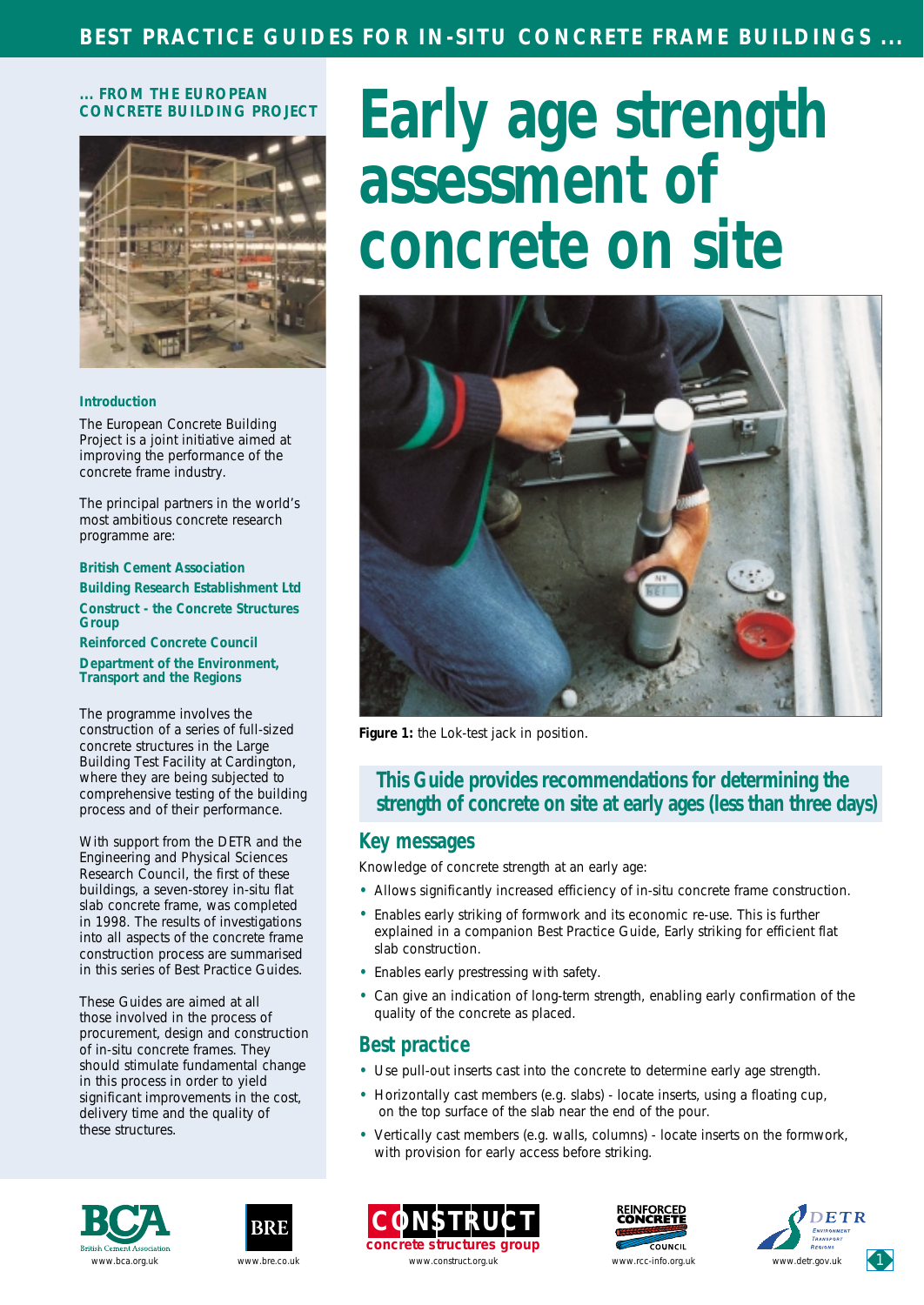# Early age strength assessment of concrete on site

**... FROM THE EUROPEAN CONCRETE BUILDING PROJECT**

### Introduction

The European Concrete Building Project is a joint initiative aimed at improving the performance of the concrete frame industry.

The principal partners in the world's most ambitious concrete research programme are:

**British Cement Association**

**Building Research Establishment Ltd**

**Construct - the Concrete Structures Group**

**Reinforced Concrete Council**

**Department of the Environment, Transport and the Regions**

The programme involves the construction of a series of full-sized concrete structures in the Large Building Test Facility at Cardington, where they are being subjected to comprehensive testing of the building process and of their performance.

With support from the DETR and the Engineering and Physical Sciences Research Council, the first of these buildings, a seven-storey in-situ flat slab concrete frame, was completed in 1998. The results of investigations into all aspects of the concrete frame construction process are summarised in this series of Best Practice Guides.

These Guides are aimed at all those involved in the process of procurement, design and construction of in-situ concrete frames. They should stimulate fundamental change in this process in order to yield significant improvements in the cost, delivery time and the quality of these structures.

**Figure 1:** the Lok-test jack in position.

**This Guide provides recommendations for determining the strength of concrete on site at early ages (less than three days)**

## Key messages

Knowledge of concrete strength at an early age:

- Allows significantly increased efficiency of in-situ concrete frame construction.
- Enables early striking of formwork and its economic re-use. This is further explained in a companion Best Practice Guide, Early striking for efficient flat slab construction.
- Enables early prestressing with safety.
- Can give an indication of long-term strength, enabling early confirmation of the quality of the concrete as placed.

## Best practice

- Use pull-out inserts cast into the concrete to determine early age strength.
- Horizontally cast members (e.g. slabs) - locate inserts, using a floating cup, on the top surface of the slab near the end of the pour.
- Vertically cast members (e.g. walls, columns) - locate inserts on the formwork, with provision for early access before striking.

www.bca.org.uk www.bre.co.uk www.construct.org.uk www.rcc-info.org.uk www.detr.gov.uk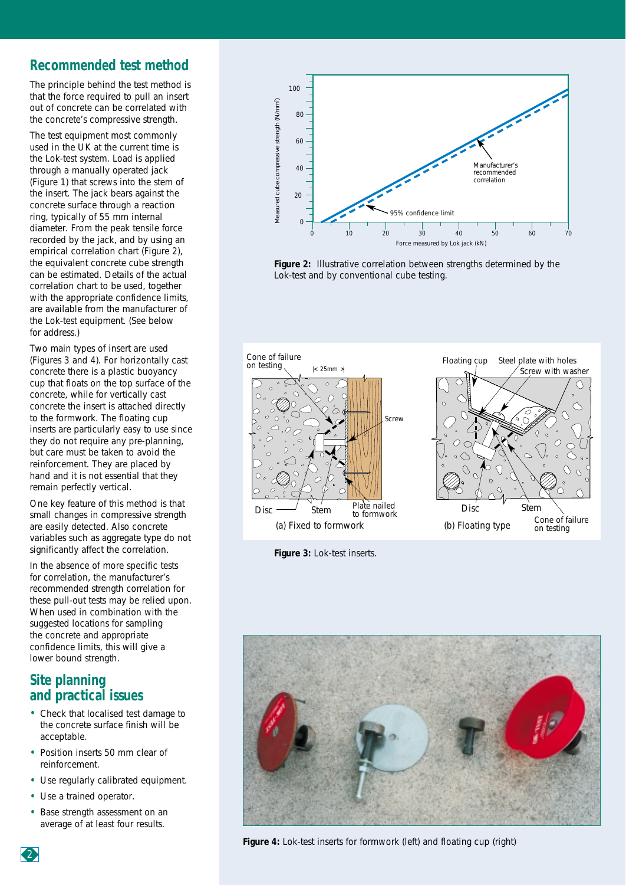## Recommended test method

The principle behind the test method is that the force required to pull an insert out of concrete can be correlated with the concrete's compressive strength.

The test equipment most commonly used in the UK at the current time is the Lok-test system. Load is applied through a manually operated jack (Figure 1) that screws into the stem of the insert. The jack bears against the concrete surface through a reaction ring, typically of 55 mm internal diameter. From the peak tensile force recorded by the jack, and by using an empirical correlation chart (Figure 2), the equivalent concrete cube strength can be estimated. Details of the actual correlation chart to be used, together with the appropriate confidence limits, are available from the manufacturer of the Lok-test equipment. (See below for address.)

Two main types of insert are used (Figures 3 and 4). For horizontally cast concrete there is a plastic buoyancy cup that floats on the top surface of the concrete, while for vertically cast concrete the insert is attached directly to the formwork. The floating cup inserts are particularly easy to use since they do not require any pre-planning, but care must be taken to avoid the reinforcement. They are placed by hand and it is not essential that they remain perfectly vertical.

One key feature of this method is that small changes in compressive strength are easily detected. Also concrete variables such as aggregate type do not significantly affect the correlation.

In the absence of more specific tests for correlation, the manufacturer's recommended strength correlation for these pull-out tests may be relied upon. When used in combination with the suggested locations for sampling the concrete and appropriate confidence limits, this will give a lower bound strength.

## Site planning and practical issues

- Check that localised test damage to the concrete surface finish will be acceptable.
- Position inserts 50 mm clear of reinforcement.
- Use regularly calibrated equipment.
- Use a trained operator.
- Base strength assessment on an average of at least four results.

**Figure 2:** Illustrative correlation between strengths determined by the Lok-test and by conventional cube testing.

**Figure 3:** Lok-test inserts.

**Figure 4:** Lok-test inserts for formwork (left) and floating cup (right)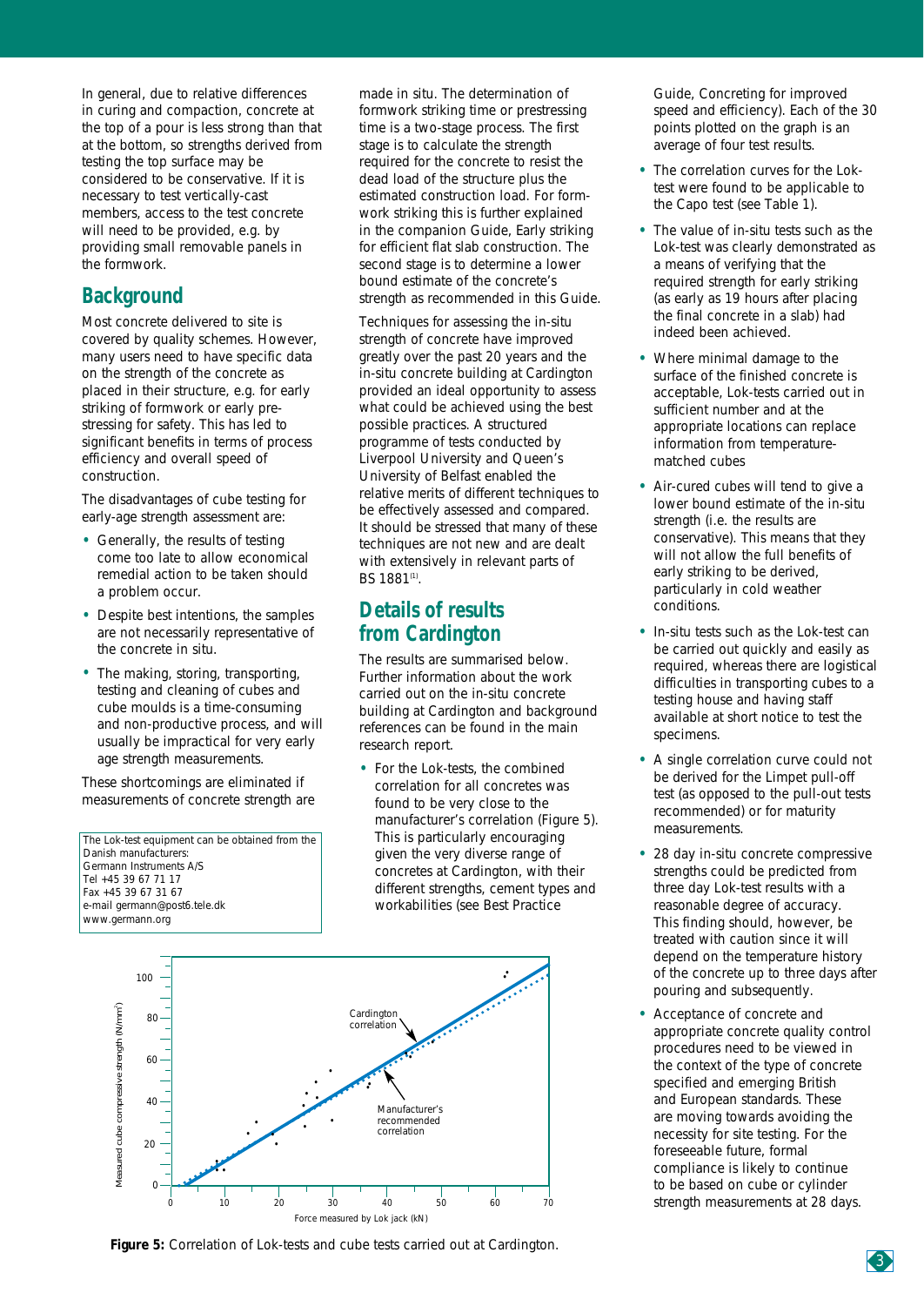In general, due to relative differences in curing and compaction, concrete at the top of a pour is less strong than that at the bottom, so strengths derived from testing the top surface may be considered to be conservative. If it is necessary to test vertically-cast members, access to the test concrete will need to be provided, e.g. by providing small removable panels in the formwork.

## Background

Most concrete delivered to site is covered by quality schemes. However, many users need to have specific data on the strength of the concrete as placed in their structure, e.g. for early striking of formwork or early pre-stressing for safety. This has led to significant benefits in terms of process efficiency and overall speed of construction.

The disadvantages of cube testing for early-age strength assessment are:

- Generally, the results of testing come too late to allow economical remedial action to be taken should a problem occur.
- Despite best intentions, the samples are not necessarily representative of the concrete in situ.
- The making, storing, transporting, testing and cleaning of cubes and cube moulds is a time-consuming and non-productive process, and will usually be impractical for very early age strength measurements.

These shortcomings are eliminated if measurements of concrete strength are made in situ. The determination of formwork striking time or prestressing time is a two-stage process. The first stage is to calculate the strength required for the concrete to resist the dead load of the structure plus the estimated construction load. For formwork striking this is further explained in the companion Guide, Early striking for efficient flat slab construction. The second stage is to determine a lower bound estimate of the concrete's strength as recommended in this Guide.

The Lok-test equipment can be obtained from the Danish manufacturers:
Germann Instruments A/S
Tel +45 39 67 71 17
Fax +45 39 67 31 67
e-mail germann@post6.tele.dk
www.germann.org

Techniques for assessing the in-situ strength of concrete have improved greatly over the past 20 years and the in-situ concrete building at Cardington provided an ideal opportunity to assess what could be achieved using the best possible practices. A structured programme of tests conducted by Liverpool University and Queen's University of Belfast enabled the relative merits of different techniques to be effectively assessed and compared. It should be stressed that many of these techniques are not new and are dealt with extensively in relevant parts of BS 1881[1].

## Details of results from Cardington

The results are summarised below. Further information about the work carried out on the in-situ concrete building at Cardington and background references can be found in the main research report.

- For the Lok-tests, the combined correlation for all concretes was found to be very close to the manufacturer's correlation (Figure 5). This is particularly encouraging given the very diverse range of concretes at Cardington, with their different strengths, cement types and workabilities (see Best Practice Guide, Concreting for improved speed and efficiency). Each of the 30 points plotted on the graph is an average of four test results.
- The correlation curves for the Lok-test were found to be applicable to the Capo test (see Table 1).
- The value of in-situ tests such as the Lok-test was clearly demonstrated as a means of verifying that the required strength for early striking (as early as 19 hours after placing the final concrete in a slab) had indeed been achieved.
- Where minimal damage to the surface of the finished concrete is acceptable, Lok-tests carried out in sufficient number and at the appropriate locations can replace information from temperature-matched cubes
- Air-cured cubes will tend to give a lower bound estimate of the in-situ strength (i.e. the results are conservative). This means that they will not allow the full benefits of early striking to be derived, particularly in cold weather conditions.
- In-situ tests such as the Lok-test can be carried out quickly and easily as required, whereas there are logistical difficulties in transporting cubes to a testing house and having staff available at short notice to test the specimens.
- A single correlation curve could not be derived for the Limpet pull-off test (as opposed to the pull-out tests recommended) or for maturity measurements.
- 28 day in-situ concrete compressive strengths could be predicted from three day Lok-test results with a reasonable degree of accuracy. This finding should, however, be treated with caution since it will depend on the temperature history of the concrete up to three days after pouring and subsequently.
- Acceptance of concrete and appropriate concrete quality control procedures need to be viewed in the context of the type of concrete specified and emerging British and European standards. These are moving towards avoiding the necessity for site testing. For the foreseeable future, formal compliance is likely to continue to be based on cube or cylinder strength measurements at 28 days.

**Figure 5:** Correlation of Lok-tests and cube tests carried out at Cardington.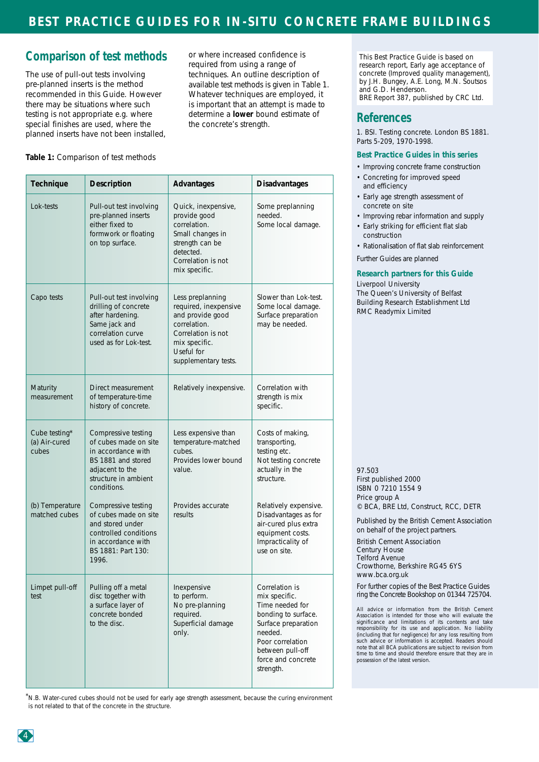## Comparison of test methods

The use of pull-out tests involving pre-planned inserts is the method recommended in this Guide. However there may be situations where such testing is not appropriate e.g. where special finishes are used, where the planned inserts have not been installed, or where increased confidence is required from using a range of techniques. An outline description of available test methods is given in Table 1. Whatever techniques are employed, it is important that an attempt is made to determine a **lower** bound estimate of the concrete's strength.

**Table 1:** Comparison of test methods

| Technique | Description | Advantages | Disadvantages |
|---|---|---|---|
| Lok-tests | Pull-out test involving pre-planned inserts either fixed to formwork or floating on top surface. | Quick, inexpensive, provide good correlation. Small changes in strength can be detected. Correlation is not mix specific. | Some preplanning needed. Some local damage. |
| Capo tests | Pull-out test involving drilling of concrete after hardening. Same jack and correlation curve used as for Lok-test. | Less preplanning required, inexpensive and provide good correlation. Correlation is not mix specific. Useful for supplementary tests. | Slower than Lok-test. Some local damage. Surface preparation may be needed. |
| Maturity measurement | Direct measurement of temperature-time history of concrete. | Relatively inexpensive. | Correlation with strength is mix specific. |
| Cube testing* (a) Air-cured cubes | Compressive testing of cubes made on site in accordance with BS 1881 and stored adjacent to the structure in ambient conditions. | Less expensive than temperature-matched cubes. Provides lower bound value. | Costs of making, transporting, testing etc. Not testing concrete actually in the structure. |
| (b) Temperature matched cubes | Compressive testing of cubes made on site and stored under controlled conditions in accordance with BS 1881: Part 130: 1996. | Provides accurate results | Relatively expensive. Disadvantages as for air-cured plus extra equipment costs. Impracticality of use on site. |
| Limpet pull-off test | Pulling off a metal disc together with a surface layer of concrete bonded to the disc. | Inexpensive to perform. No pre-planning required. Superficial damage only. | Correlation is mix specific. Time needed for bonding to surface. Surface preparation needed. Poor correlation between pull-off force and concrete strength. |

*N.B. Water-cured cubes should not be used for early age strength assessment, because the curing environment is not related to that of the concrete in the structure.

This Best Practice Guide is based on research report, Early age acceptance of concrete (Improved quality management), by J.H. Bungey, A.E. Long, M.N. Soutsos and G.D. Henderson. BRE Report 387, published by CRC Ltd.

## References

1. BSI. Testing concrete. London BS 1881. Parts 5-209, 1970-1998.

### Best Practice Guides in this series

- Improving concrete frame construction
- Concreting for improved speed and efficiency
- Early age strength assessment of concrete on site
- Improving rebar information and supply
- Early striking for efficient flat slab construction
- Rationalisation of flat slab reinforcement

Further Guides are planned

### Research partners for this Guide

Liverpool University
The Queen's University of Belfast
Building Research Establishment Ltd
RMC Readymix Limited

97.503
First published 2000
ISBN 0 7210 1554 9
Price group A
© BCA, BRE Ltd, Construct, RCC, DETR

Published by the British Cement Association on behalf of the project partners.

British Cement Association
Century House
Telford Avenue
Crowthorne, Berkshire RG45 6YS
www.bca.org.uk

For further copies of the Best Practice Guides ring the Concrete Bookshop on 01344 725704.

All advice or information from the British Cement Association is intended for those who will evaluate the significance and limitations of its contents and take responsibility for its use and application. No liability (including that for negligence) for any loss resulting from such advice or information is accepted. Readers should note that all BCA publications are subject to revision from time to time and should therefore ensure that they are in possession of the latest version.